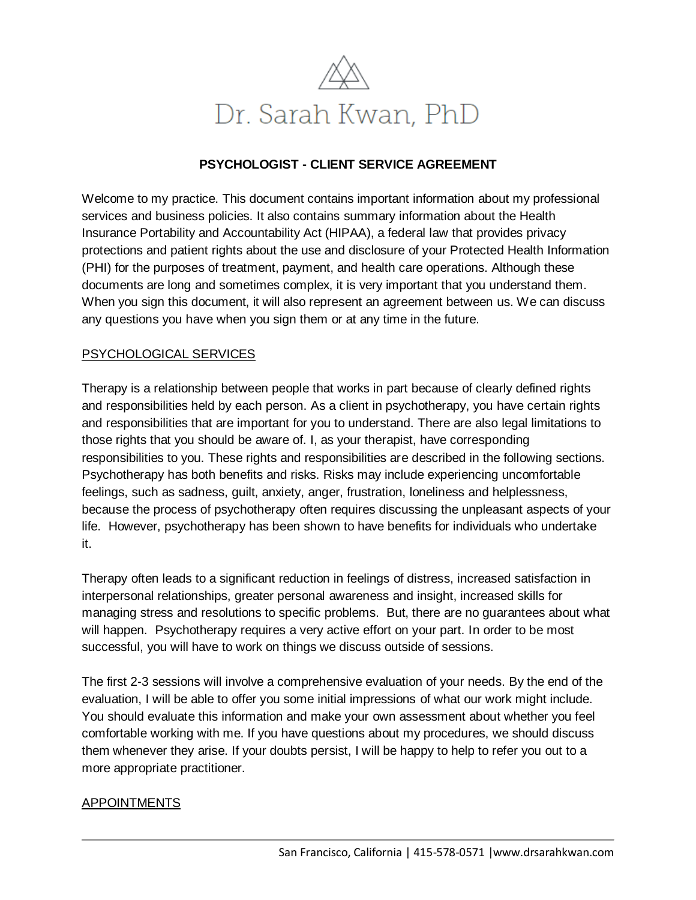# Dr. Sarah Kwan, PhD

## PSYCHOLOGIST - CLIENT SERVICE AGREEMENT

Welcome to my practice. This document contains important information about my professional services and business policies. It also contains summary information about the Health Insurance Portability and Accountability Act (HIPAA), a federal law that provides privacy protections and patient rights about the use and disclosure of your Protected Health Information (PHI) for the purposes of treatment, payment, and health care operations. Although these documents are long and sometimes complex, it is very important that you understand them. When you sign this document, it will also represent an agreement between us. We can discuss any questions you have when you sign them or at any time in the future.

### PSYCHOLOGICAL SERVICES

Therapy is a relationship between people that works in part because of clearly defined rights and responsibilities held by each person. As a client in psychotherapy, you have certain rights and responsibilities that are important for you to understand. There are also legal limitations to those rights that you should be aware of. I, as your therapist, have corresponding responsibilities to you. These rights and responsibilities are described in the following sections. Psychotherapy has both benefits and risks. Risks may include experiencing uncomfortable feelings, such as sadness, guilt, anxiety, anger, frustration, loneliness and helplessness, because the process of psychotherapy often requires discussing the unpleasant aspects of your life. However, psychotherapy has been shown to have benefits for individuals who undertake it.

Therapy often leads to a significant reduction in feelings of distress, increased satisfaction in interpersonal relationships, greater personal awareness and insight, increased skills for managing stress and resolutions to specific problems. But, there are no guarantees about what will happen. Psychotherapy requires a very active effort on your part. In order to be most successful, you will have to work on things we discuss outside of sessions.

The first 2-3 sessions will involve a comprehensive evaluation of your needs. By the end of the evaluation, I will be able to offer you some initial impressions of what our work might include. You should evaluate this information and make your own assessment about whether you feel comfortable working with me. If you have questions about my procedures, we should discuss them whenever they arise. If your doubts persist, I will be happy to help to refer you out to a more appropriate practitioner.

### APPOINTMENTS

San Francisco, California | 415-578-0571 | www.drsarahkwan.com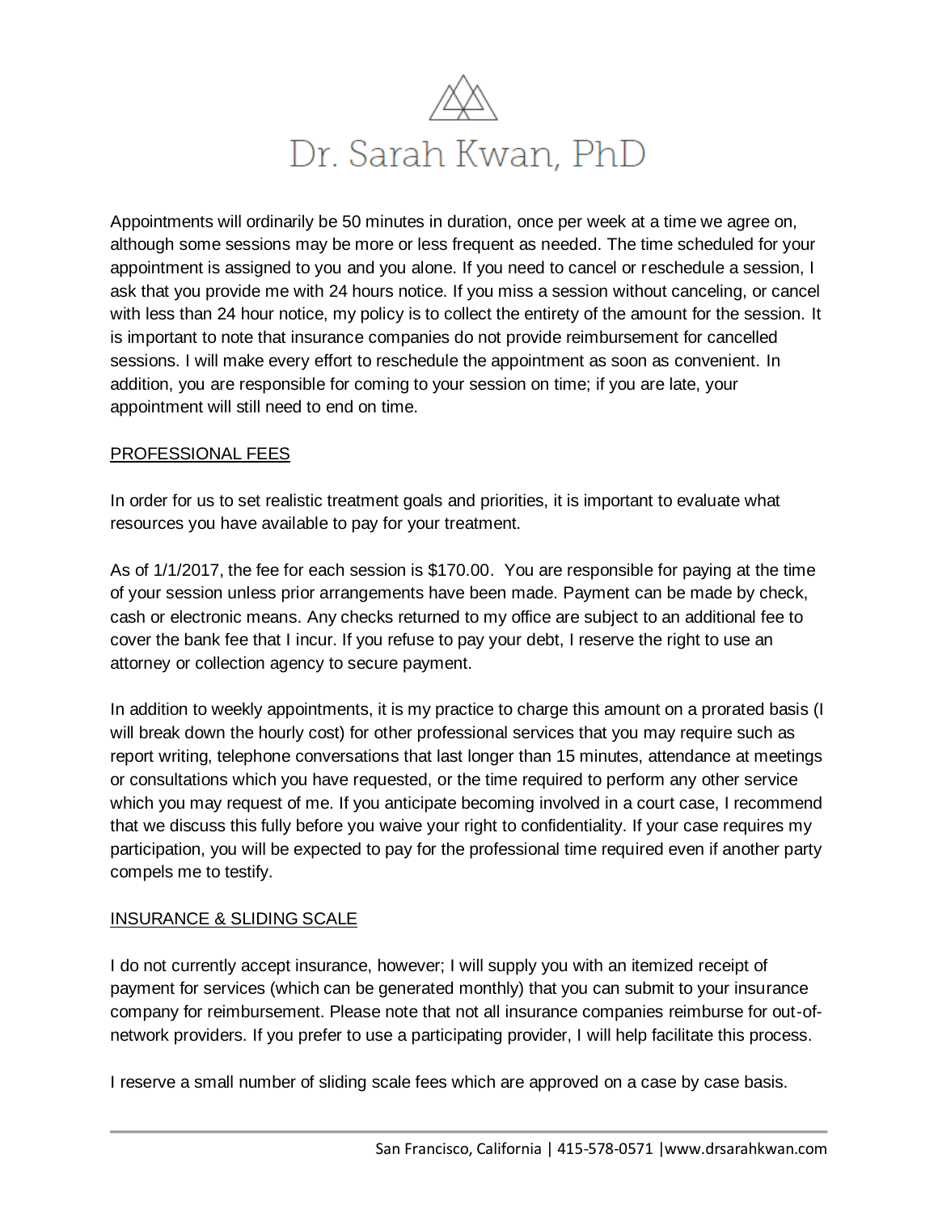Appointments will ordinarily be 50 minutes in duration, once per week at a time we agree on, although some sessions may be more or less frequent as needed. The time scheduled for your appointment is assigned to you and you alone. If you need to cancel or reschedule a session, I ask that you provide me with 24 hours notice. If you miss a session without canceling, or cancel with less than 24 hour notice, my policy is to collect the entirety of the amount for the session. It is important to note that insurance companies do not provide reimbursement for cancelled sessions. I will make every effort to reschedule the appointment as soon as convenient. In addition, you are responsible for coming to your session on time; if you are late, your appointment will still need to end on time.

## PROFESSIONAL FEES

In order for us to set realistic treatment goals and priorities, it is important to evaluate what resources you have available to pay for your treatment.

As of 1/1/2017, the fee for each session is $170.00. You are responsible for paying at the time of your session unless prior arrangements have been made. Payment can be made by check, cash or electronic means. Any checks returned to my office are subject to an additional fee to cover the bank fee that I incur. If you refuse to pay your debt, I reserve the right to use an attorney or collection agency to secure payment.

In addition to weekly appointments, it is my practice to charge this amount on a prorated basis (I will break down the hourly cost) for other professional services that you may require such as report writing, telephone conversations that last longer than 15 minutes, attendance at meetings or consultations which you have requested, or the time required to perform any other service which you may request of me. If you anticipate becoming involved in a court case, I recommend that we discuss this fully before you waive your right to confidentiality. If your case requires my participation, you will be expected to pay for the professional time required even if another party compels me to testify.

## INSURANCE & SLIDING SCALE

I do not currently accept insurance, however; I will supply you with an itemized receipt of payment for services (which can be generated monthly) that you can submit to your insurance company for reimbursement. Please note that not all insurance companies reimburse for out-of-network providers. If you prefer to use a participating provider, I will help facilitate this process.

I reserve a small number of sliding scale fees which are approved on a case by case basis.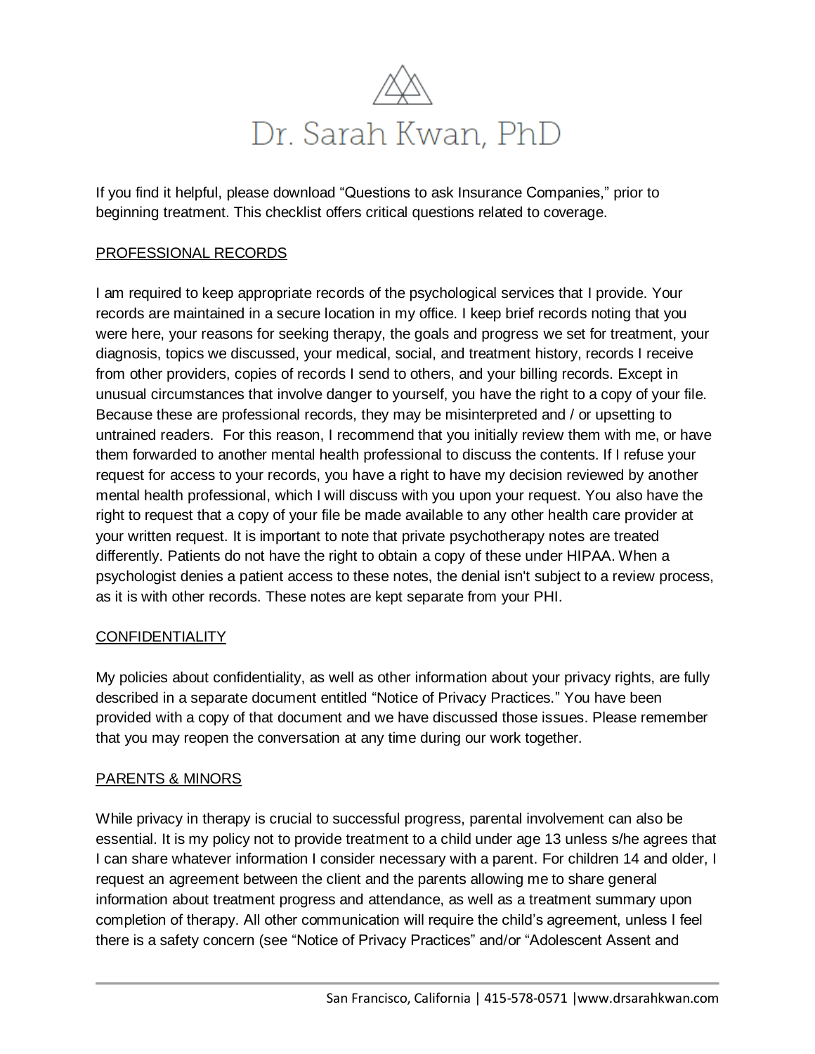If you find it helpful, please download “Questions to ask Insurance Companies,” prior to beginning treatment. This checklist offers critical questions related to coverage.

PROFESSIONAL RECORDS

I am required to keep appropriate records of the psychological services that I provide. Your records are maintained in a secure location in my office. I keep brief records noting that you were here, your reasons for seeking therapy, the goals and progress we set for treatment, your diagnosis, topics we discussed, your medical, social, and treatment history, records I receive from other providers, copies of records I send to others, and your billing records. Except in unusual circumstances that involve danger to yourself, you have the right to a copy of your file. Because these are professional records, they may be misinterpreted and / or upsetting to untrained readers. For this reason, I recommend that you initially review them with me, or have them forwarded to another mental health professional to discuss the contents. If I refuse your request for access to your records, you have a right to have my decision reviewed by another mental health professional, which I will discuss with you upon your request. You also have the right to request that a copy of your file be made available to any other health care provider at your written request. It is important to note that private psychotherapy notes are treated differently. Patients do not have the right to obtain a copy of these under HIPAA. When a psychologist denies a patient access to these notes, the denial isn't subject to a review process, as it is with other records. These notes are kept separate from your PHI.

CONFIDENTIALITY

My policies about confidentiality, as well as other information about your privacy rights, are fully described in a separate document entitled “Notice of Privacy Practices.” You have been provided with a copy of that document and we have discussed those issues. Please remember that you may reopen the conversation at any time during our work together.

PARENTS & MINORS

While privacy in therapy is crucial to successful progress, parental involvement can also be essential. It is my policy not to provide treatment to a child under age 13 unless s/he agrees that I can share whatever information I consider necessary with a parent. For children 14 and older, I request an agreement between the client and the parents allowing me to share general information about treatment progress and attendance, as well as a treatment summary upon completion of therapy. All other communication will require the child’s agreement, unless I feel there is a safety concern (see “Notice of Privacy Practices” and/or “Adolescent Assent and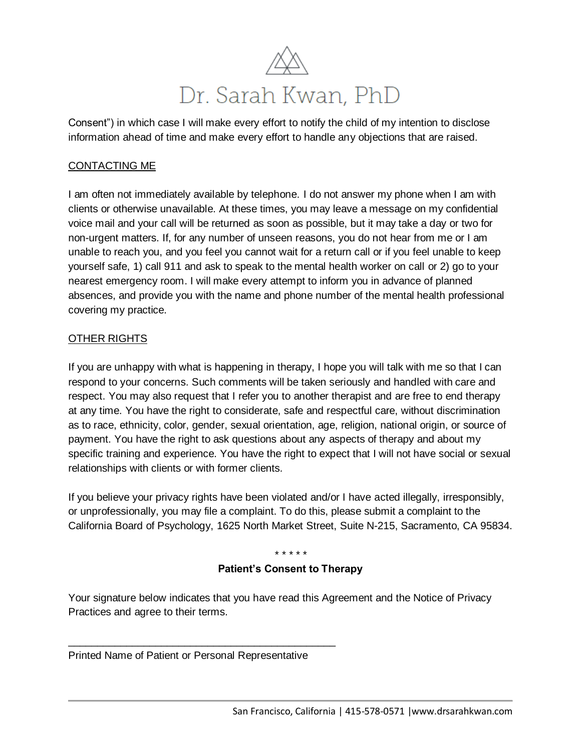Consent") in which case I will make every effort to notify the child of my intention to disclose information ahead of time and make every effort to handle any objections that are raised.

## CONTACTING ME

I am often not immediately available by telephone. I do not answer my phone when I am with clients or otherwise unavailable. At these times, you may leave a message on my confidential voice mail and your call will be returned as soon as possible, but it may take a day or two for non-urgent matters. If, for any number of unseen reasons, you do not hear from me or I am unable to reach you, and you feel you cannot wait for a return call or if you feel unable to keep yourself safe, 1) call 911 and ask to speak to the mental health worker on call or 2) go to your nearest emergency room. I will make every attempt to inform you in advance of planned absences, and provide you with the name and phone number of the mental health professional covering my practice.

## OTHER RIGHTS

If you are unhappy with what is happening in therapy, I hope you will talk with me so that I can respond to your concerns. Such comments will be taken seriously and handled with care and respect. You may also request that I refer you to another therapist and are free to end therapy at any time. You have the right to considerate, safe and respectful care, without discrimination as to race, ethnicity, color, gender, sexual orientation, age, religion, national origin, or source of payment. You have the right to ask questions about any aspects of therapy and about my specific training and experience. You have the right to expect that I will not have social or sexual relationships with clients or with former clients.

If you believe your privacy rights have been violated and/or I have acted illegally, irresponsibly, or unprofessionally, you may file a complaint. To do this, please submit a complaint to the California Board of Psychology, 1625 North Market Street, Suite N-215, Sacramento, CA 95834.

\* \* \* \* \*

**Patient's Consent to Therapy**

Your signature below indicates that you have read this Agreement and the Notice of Privacy Practices and agree to their terms.

\_\_\_\_\_\_\_\_\_\_\_\_\_\_\_\_\_\_\_\_\_\_\_\_\_\_\_\_\_\_\_\_\_\_\_\_\_\_\_\_\_\_\_\_\_\_

Printed Name of Patient or Personal Representative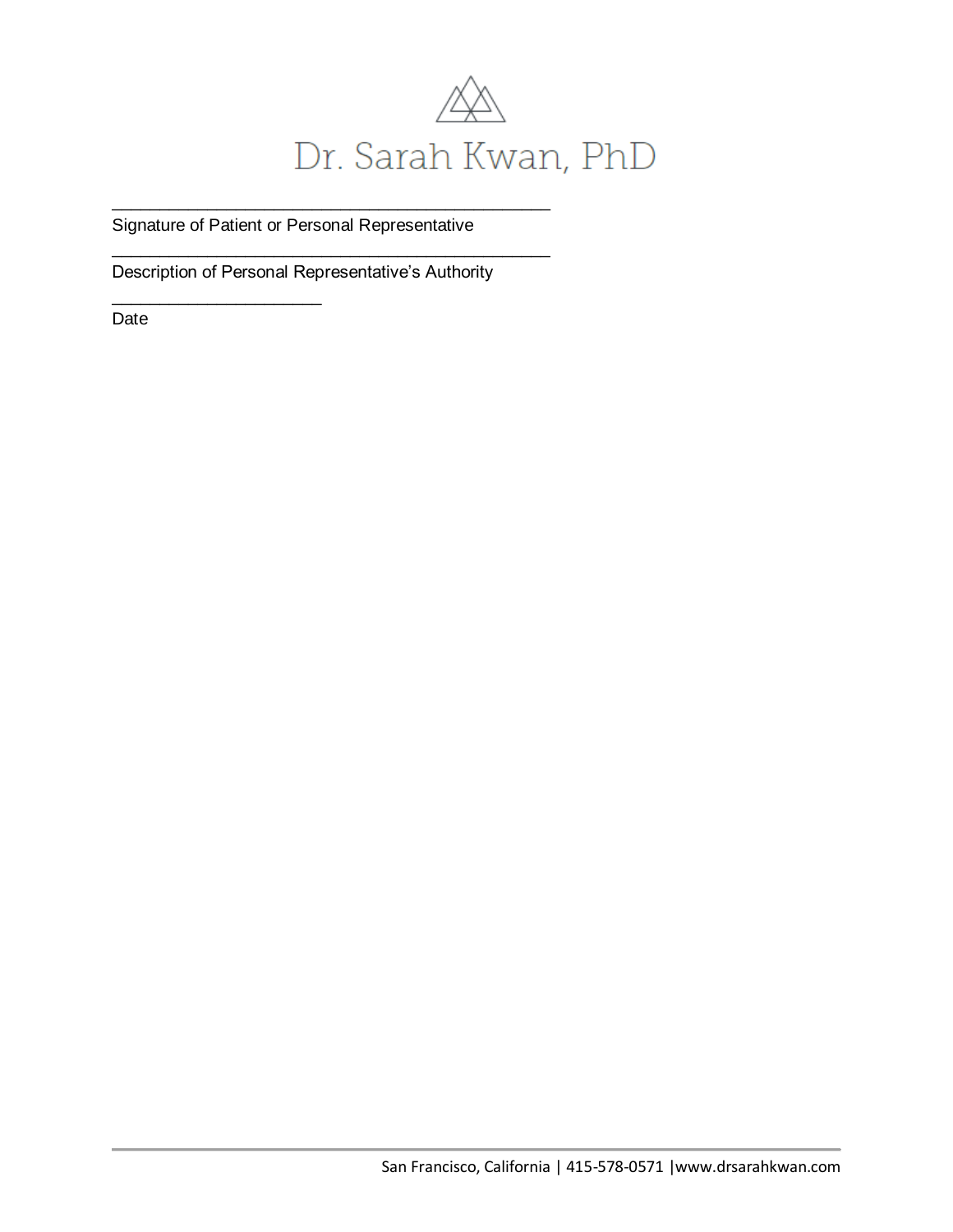Dr. Sarah Kwan, PhD

_______________________________________________
Signature of Patient or Personal Representative

_______________________________________________
Description of Personal Representative's Authority

______________________
Date

San Francisco, California | 415-578-0571 |www.drsarahkwan.com